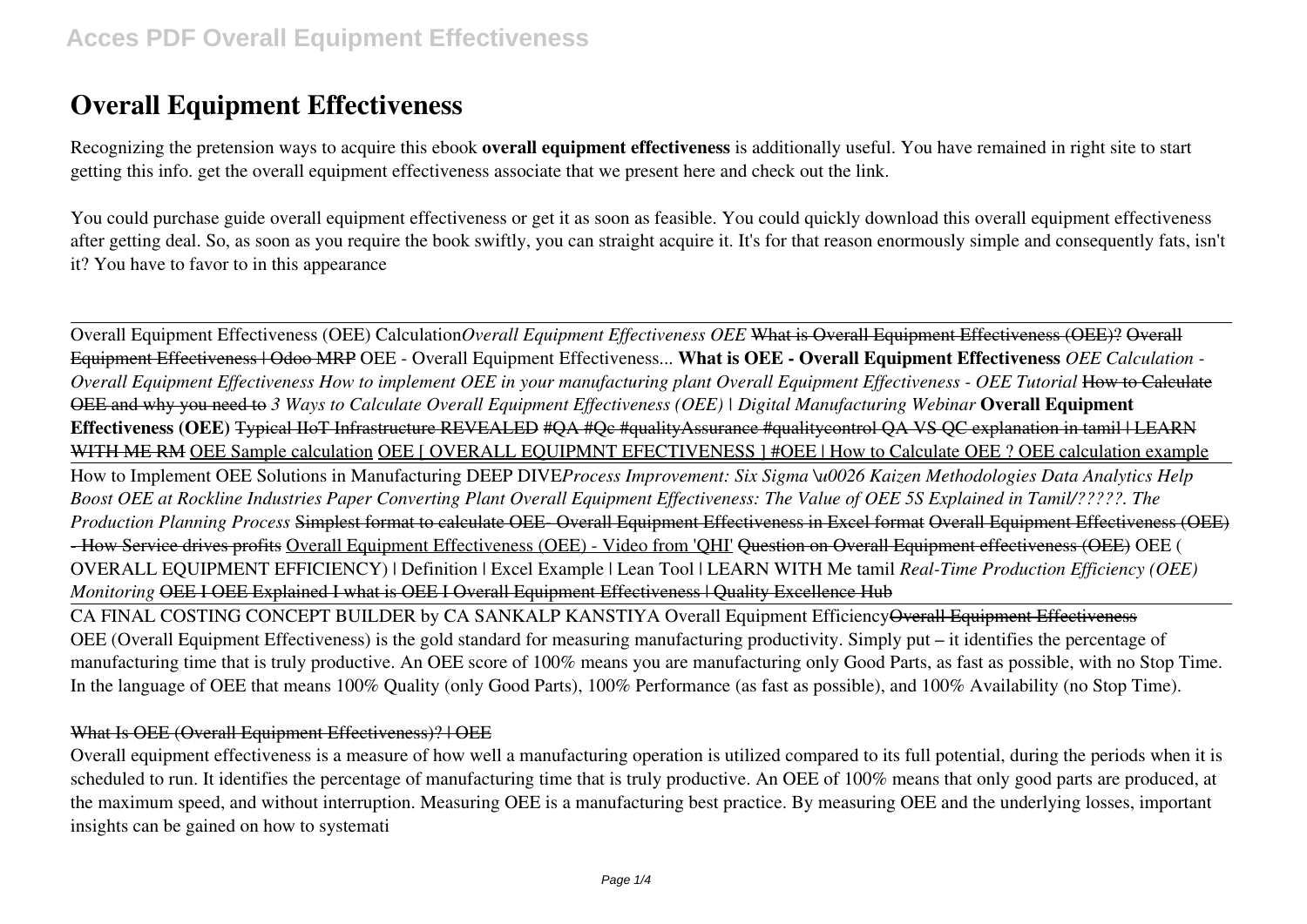# Overall Equipment Effectiveness

Recognizing the pretension ways to acquire this ebook **overall equipment effectiveness** is additionally useful. You have remained in right site to start getting this info. get the overall equipment effectiveness associate that we present here and check out the link.

You could purchase guide overall equipment effectiveness or get it as soon as feasible. You could quickly download this overall equipment effectiveness after getting deal. So, as soon as you require the book swiftly, you can straight acquire it. It's for that reason enormously simple and consequently fats, isn't it? You have to favor to in this appearance

Overall Equipment Effectiveness (OEE) Calculation *Overall Equipment Effectiveness OEE* What is Overall Equipment Effectiveness (OEE)? Overall Equipment Effectiveness | Odoo MRP OEE - Overall Equipment Effectiveness... **What is OEE - Overall Equipment Effectiveness** *OEE Calculation - Overall Equipment Effectiveness How to implement OEE in your manufacturing plant Overall Equipment Effectiveness - OEE Tutorial* How to Calculate OEE and why you need to *3 Ways to Calculate Overall Equipment Effectiveness (OEE) | Digital Manufacturing Webinar* **Overall Equipment Effectiveness (OEE)** Typical IIoT Infrastructure REVEALED #QA #Qc #qualityAssurance #qualitycontrol QA VS QC explanation in tamil | LEARN WITH ME RM OEE Sample calculation OEE [ OVERALL EQUIPMNT EFECTIVENESS ] #OEE | How to Calculate OEE ? OEE calculation example

How to Implement OEE Solutions in Manufacturing DEEP DIVE *Process Improvement: Six Sigma \u0026 Kaizen Methodologies Data Analytics Help Boost OEE at Rockline Industries Paper Converting Plant Overall Equipment Effectiveness: The Value of OEE 5S Explained in Tamil/?????. The Production Planning Process* Simplest format to calculate OEE- Overall Equipment Effectiveness in Excel format Overall Equipment Effectiveness (OEE) - How Service drives profits Overall Equipment Effectiveness (OEE) - Video from 'QHI' Question on Overall Equipment effectiveness (OEE) OEE ( OVERALL EQUIPMENT EFFICIENCY) | Definition | Excel Example | Lean Tool | LEARN WITH Me tamil *Real-Time Production Efficiency (OEE) Monitoring* OEE I OEE Explained I what is OEE I Overall Equipment Effectiveness | Quality Excellence Hub

CA FINAL COSTING CONCEPT BUILDER by CA SANKALP KANSTIYA Overall Equipment Efficiency Overall Equipment Effectiveness

OEE (Overall Equipment Effectiveness) is the gold standard for measuring manufacturing productivity. Simply put – it identifies the percentage of manufacturing time that is truly productive. An OEE score of 100% means you are manufacturing only Good Parts, as fast as possible, with no Stop Time. In the language of OEE that means 100% Quality (only Good Parts), 100% Performance (as fast as possible), and 100% Availability (no Stop Time).

What Is OEE (Overall Equipment Effectiveness)? | OEE

Overall equipment effectiveness is a measure of how well a manufacturing operation is utilized compared to its full potential, during the periods when it is scheduled to run. It identifies the percentage of manufacturing time that is truly productive. An OEE of 100% means that only good parts are produced, at the maximum speed, and without interruption. Measuring OEE is a manufacturing best practice. By measuring OEE and the underlying losses, important insights can be gained on how to systemati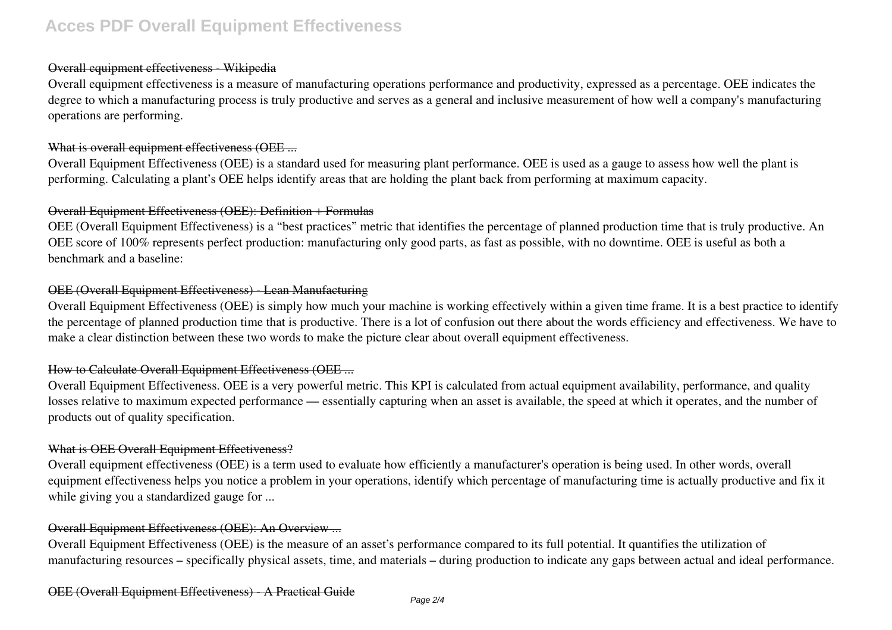### Overall equipment effectiveness - Wikipedia

Overall equipment effectiveness is a measure of manufacturing operations performance and productivity, expressed as a percentage. OEE indicates the degree to which a manufacturing process is truly productive and serves as a general and inclusive measurement of how well a company's manufacturing operations are performing.

### What is overall equipment effectiveness (OEE ...

Overall Equipment Effectiveness (OEE) is a standard used for measuring plant performance. OEE is used as a gauge to assess how well the plant is performing. Calculating a plant's OEE helps identify areas that are holding the plant back from performing at maximum capacity.

### Overall Equipment Effectiveness (OEE): Definition + Formulas

OEE (Overall Equipment Effectiveness) is a "best practices" metric that identifies the percentage of planned production time that is truly productive. An OEE score of 100% represents perfect production: manufacturing only good parts, as fast as possible, with no downtime. OEE is useful as both a benchmark and a baseline:

### OEE (Overall Equipment Effectiveness) - Lean Manufacturing

Overall Equipment Effectiveness (OEE) is simply how much your machine is working effectively within a given time frame. It is a best practice to identify the percentage of planned production time that is productive. There is a lot of confusion out there about the words efficiency and effectiveness. We have to make a clear distinction between these two words to make the picture clear about overall equipment effectiveness.

### How to Calculate Overall Equipment Effectiveness (OEE ...

Overall Equipment Effectiveness. OEE is a very powerful metric. This KPI is calculated from actual equipment availability, performance, and quality losses relative to maximum expected performance — essentially capturing when an asset is available, the speed at which it operates, and the number of products out of quality specification.

### What is OEE Overall Equipment Effectiveness?

Overall equipment effectiveness (OEE) is a term used to evaluate how efficiently a manufacturer's operation is being used. In other words, overall equipment effectiveness helps you notice a problem in your operations, identify which percentage of manufacturing time is actually productive and fix it while giving you a standardized gauge for ...

### Overall Equipment Effectiveness (OEE): An Overview ...

Overall Equipment Effectiveness (OEE) is the measure of an asset's performance compared to its full potential. It quantifies the utilization of manufacturing resources – specifically physical assets, time, and materials – during production to indicate any gaps between actual and ideal performance.

### OEE (Overall Equipment Effectiveness) - A Practical Guide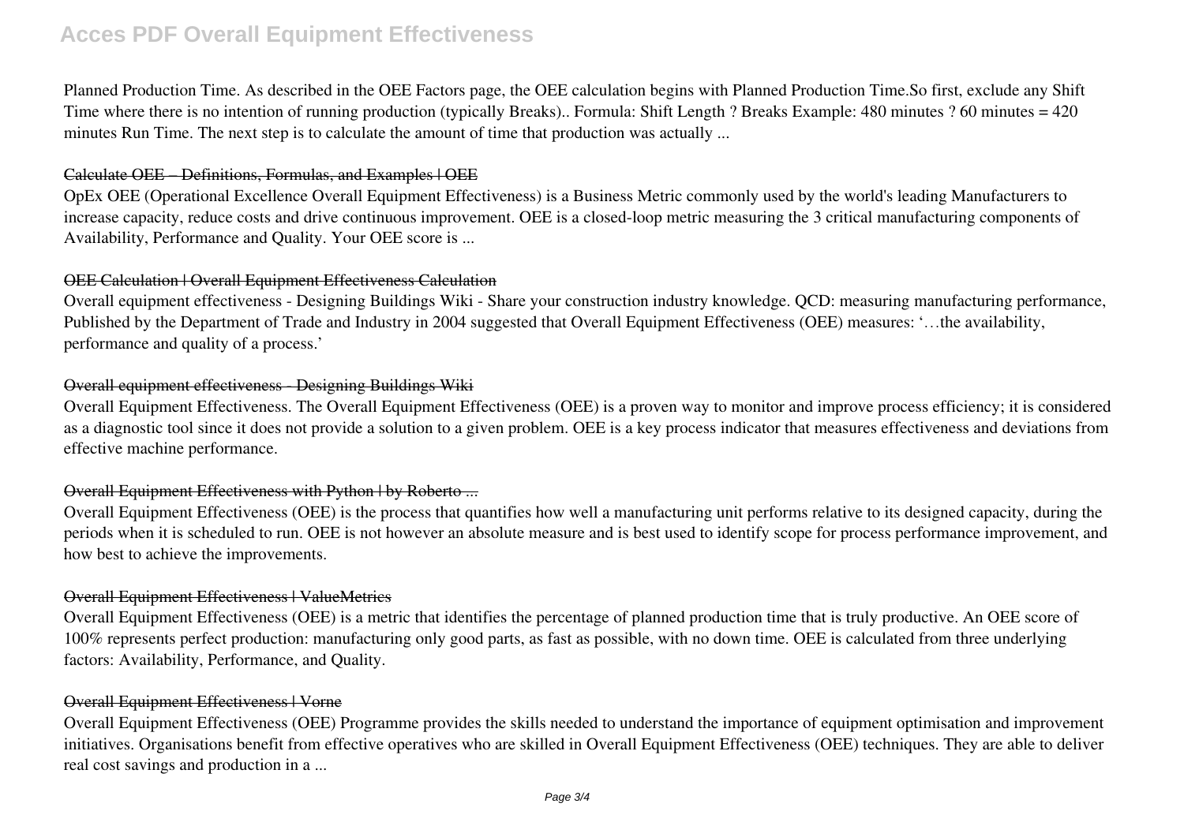Planned Production Time. As described in the OEE Factors page, the OEE calculation begins with Planned Production Time.So first, exclude any Shift Time where there is no intention of running production (typically Breaks).. Formula: Shift Length ? Breaks Example: 480 minutes ? 60 minutes = 420 minutes Run Time. The next step is to calculate the amount of time that production was actually ...

### ~~Calculate OEE – Definitions, Formulas, and Examples | OEE~~

OpEx OEE (Operational Excellence Overall Equipment Effectiveness) is a Business Metric commonly used by the world's leading Manufacturers to increase capacity, reduce costs and drive continuous improvement. OEE is a closed-loop metric measuring the 3 critical manufacturing components of Availability, Performance and Quality. Your OEE score is ...

### ~~OEE Calculation | Overall Equipment Effectiveness Calculation~~

Overall equipment effectiveness - Designing Buildings Wiki - Share your construction industry knowledge. QCD: measuring manufacturing performance, Published by the Department of Trade and Industry in 2004 suggested that Overall Equipment Effectiveness (OEE) measures: '…the availability, performance and quality of a process.'

### ~~Overall equipment effectiveness - Designing Buildings Wiki~~

Overall Equipment Effectiveness. The Overall Equipment Effectiveness (OEE) is a proven way to monitor and improve process efficiency; it is considered as a diagnostic tool since it does not provide a solution to a given problem. OEE is a key process indicator that measures effectiveness and deviations from effective machine performance.

### ~~Overall Equipment Effectiveness with Python | by Roberto ...~~

Overall Equipment Effectiveness (OEE) is the process that quantifies how well a manufacturing unit performs relative to its designed capacity, during the periods when it is scheduled to run. OEE is not however an absolute measure and is best used to identify scope for process performance improvement, and how best to achieve the improvements.

### ~~Overall Equipment Effectiveness | ValueMetrics~~

Overall Equipment Effectiveness (OEE) is a metric that identifies the percentage of planned production time that is truly productive. An OEE score of 100% represents perfect production: manufacturing only good parts, as fast as possible, with no down time. OEE is calculated from three underlying factors: Availability, Performance, and Quality.

### ~~Overall Equipment Effectiveness | Vorne~~

Overall Equipment Effectiveness (OEE) Programme provides the skills needed to understand the importance of equipment optimisation and improvement initiatives. Organisations benefit from effective operatives who are skilled in Overall Equipment Effectiveness (OEE) techniques. They are able to deliver real cost savings and production in a ...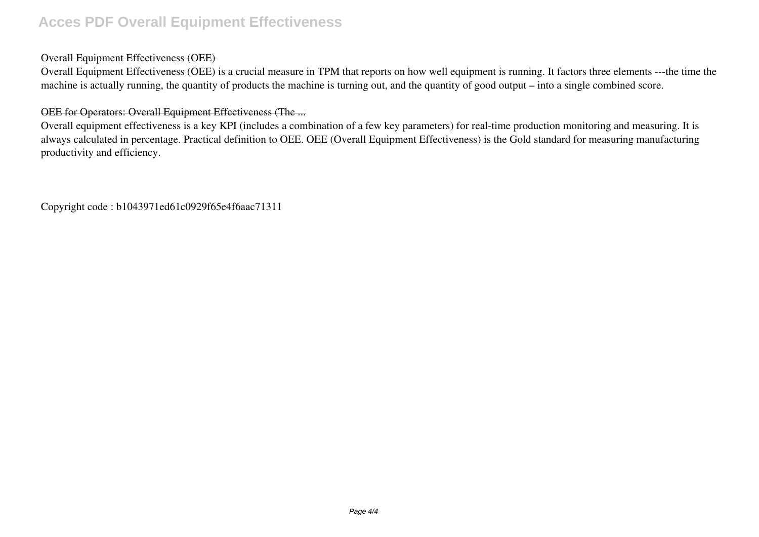Overall Equipment Effectiveness (OEE)

Overall Equipment Effectiveness (OEE) is a crucial measure in TPM that reports on how well equipment is running. It factors three elements ---the time the machine is actually running, the quantity of products the machine is turning out, and the quantity of good output – into a single combined score.

OEE for Operators: Overall Equipment Effectiveness (The ...

Overall equipment effectiveness is a key KPI (includes a combination of a few key parameters) for real-time production monitoring and measuring. It is always calculated in percentage. Practical definition to OEE. OEE (Overall Equipment Effectiveness) is the Gold standard for measuring manufacturing productivity and efficiency.

Copyright code : b1043971ed61c0929f65e4f6aac71311